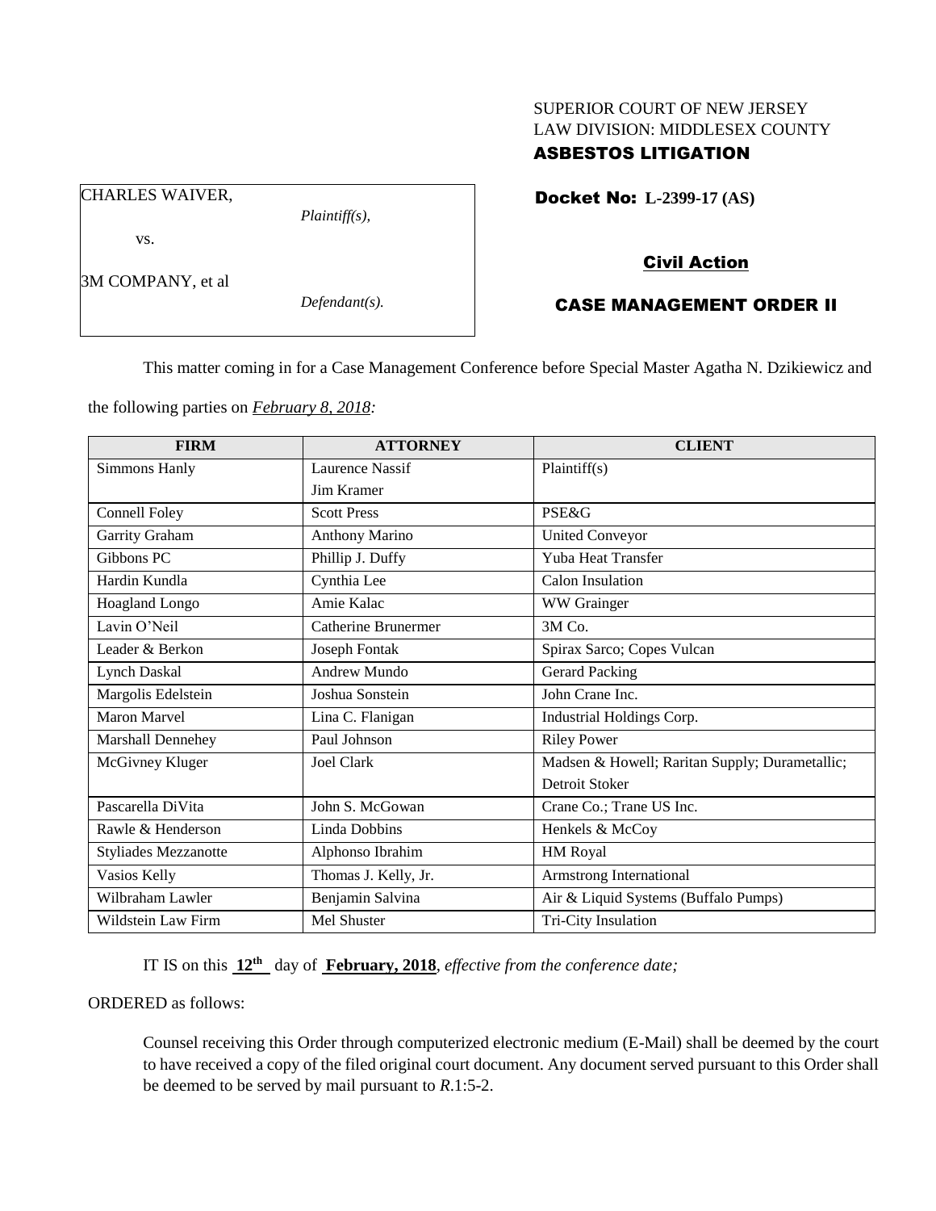SUPERIOR COURT OF NEW JERSEY
LAW DIVISION: MIDDLESEX COUNTY
**ASBESTOS LITIGATION**

CHARLES WAIVER,

*Plaintiff(s),*

vs.

3M COMPANY, et al

*Defendant(s).*

**Docket No: L-2399-17 (AS)**

**Civil Action**

**CASE MANAGEMENT ORDER II**

This matter coming in for a Case Management Conference before Special Master Agatha N. Dzikiewicz and the following parties on *February 8, 2018:*

| FIRM | ATTORNEY | CLIENT |
|---|---|---|
| Simmons Hanly | Laurence Nassif<br>Jim Kramer | Plaintiff(s) |
| Connell Foley | Scott Press | PSE&G |
| Garrity Graham | Anthony Marino | United Conveyor |
| Gibbons PC | Phillip J. Duffy | Yuba Heat Transfer |
| Hardin Kundla | Cynthia Lee | Calon Insulation |
| Hoagland Longo | Amie Kalac | WW Grainger |
| Lavin O'Neil | Catherine Brunermer | 3M Co. |
| Leader & Berkon | Joseph Fontak | Spirax Sarco; Copes Vulcan |
| Lynch Daskal | Andrew Mundo | Gerard Packing |
| Margolis Edelstein | Joshua Sonstein | John Crane Inc. |
| Maron Marvel | Lina C. Flanigan | Industrial Holdings Corp. |
| Marshall Dennehey | Paul Johnson | Riley Power |
| McGivney Kluger | Joel Clark | Madsen & Howell; Raritan Supply; Durametallic; Detroit Stoker |
| Pascarella DiVita | John S. McGowan | Crane Co.; Trane US Inc. |
| Rawle & Henderson | Linda Dobbins | Henkels & McCoy |
| Styliades Mezzanotte | Alphonso Ibrahim | HM Royal |
| Vasios Kelly | Thomas J. Kelly, Jr. | Armstrong International |
| Wilbraham Lawler | Benjamin Salvina | Air & Liquid Systems (Buffalo Pumps) |
| Wildstein Law Firm | Mel Shuster | Tri-City Insulation |

IT IS on this **12th** day of **February, 2018**, *effective from the conference date;*

ORDERED as follows:

Counsel receiving this Order through computerized electronic medium (E-Mail) shall be deemed by the court to have received a copy of the filed original court document. Any document served pursuant to this Order shall be deemed to be served by mail pursuant to *R*.1:5-2.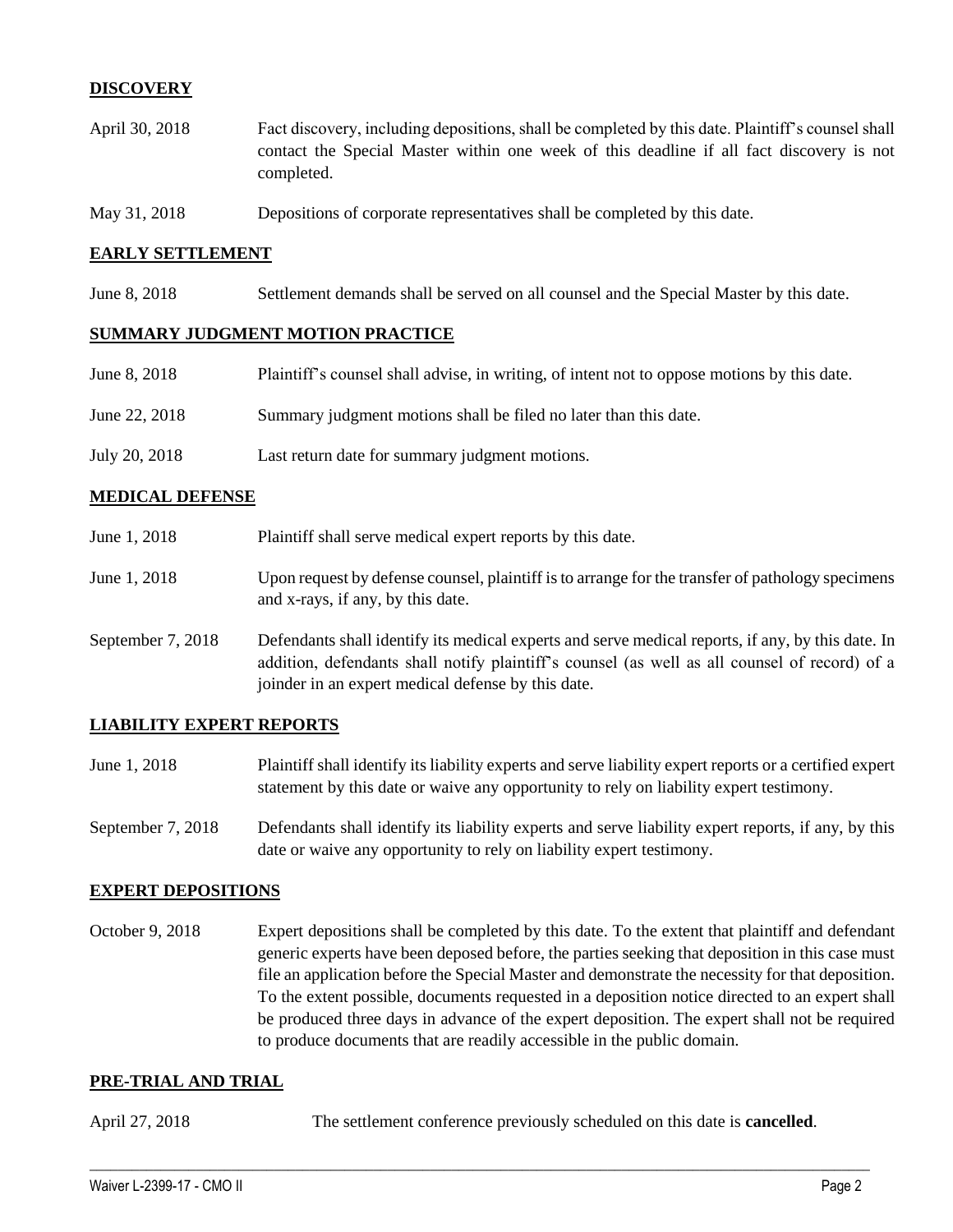## DISCOVERY

| | |
|---|---|
| April 30, 2018 | Fact discovery, including depositions, shall be completed by this date. Plaintiff's counsel shall contact the Special Master within one week of this deadline if all fact discovery is not completed. |
| May 31, 2018 | Depositions of corporate representatives shall be completed by this date. |

## EARLY SETTLEMENT

| | |
|---|---|
| June 8, 2018 | Settlement demands shall be served on all counsel and the Special Master by this date. |

## SUMMARY JUDGMENT MOTION PRACTICE

| | |
|---|---|
| June 8, 2018 | Plaintiff's counsel shall advise, in writing, of intent not to oppose motions by this date. |
| June 22, 2018 | Summary judgment motions shall be filed no later than this date. |
| July 20, 2018 | Last return date for summary judgment motions. |

## MEDICAL DEFENSE

| | |
|---|---|
| June 1, 2018 | Plaintiff shall serve medical expert reports by this date. |
| June 1, 2018 | Upon request by defense counsel, plaintiff is to arrange for the transfer of pathology specimens and x-rays, if any, by this date. |
| September 7, 2018 | Defendants shall identify its medical experts and serve medical reports, if any, by this date. In addition, defendants shall notify plaintiff's counsel (as well as all counsel of record) of a joinder in an expert medical defense by this date. |

## LIABILITY EXPERT REPORTS

| | |
|---|---|
| June 1, 2018 | Plaintiff shall identify its liability experts and serve liability expert reports or a certified expert statement by this date or waive any opportunity to rely on liability expert testimony. |
| September 7, 2018 | Defendants shall identify its liability experts and serve liability expert reports, if any, by this date or waive any opportunity to rely on liability expert testimony. |

## EXPERT DEPOSITIONS

| | |
|---|---|
| October 9, 2018 | Expert depositions shall be completed by this date. To the extent that plaintiff and defendant generic experts have been deposed before, the parties seeking that deposition in this case must file an application before the Special Master and demonstrate the necessity for that deposition. To the extent possible, documents requested in a deposition notice directed to an expert shall be produced three days in advance of the expert deposition. The expert shall not be required to produce documents that are readily accessible in the public domain. |

## PRE-TRIAL AND TRIAL

| | |
|---|---|
| April 27, 2018 | The settlement conference previously scheduled on this date is **cancelled**. |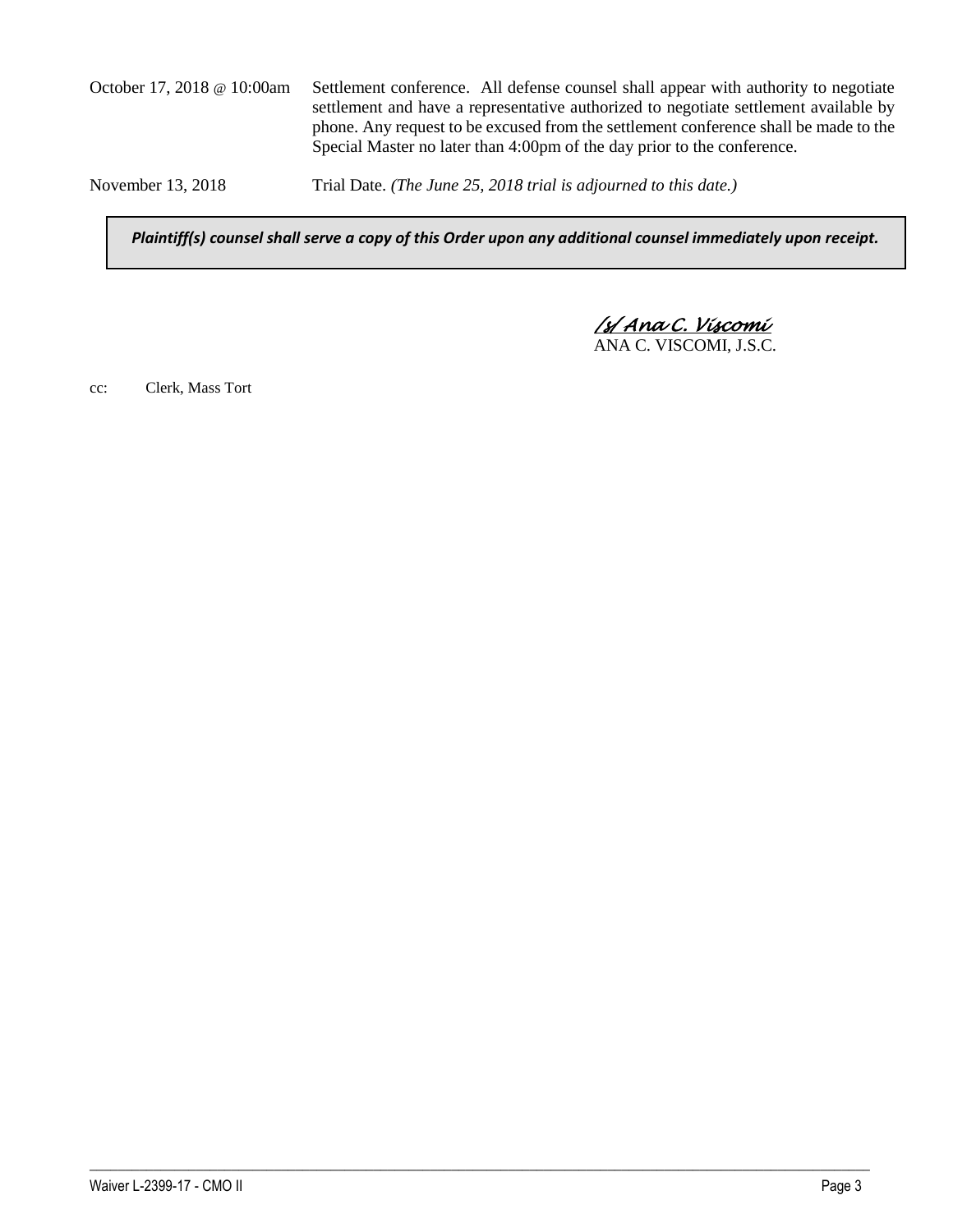| | |
|---|---|
| October 17, 2018 @ 10:00am | Settlement conference. All defense counsel shall appear with authority to negotiate settlement and have a representative authorized to negotiate settlement available by phone. Any request to be excused from the settlement conference shall be made to the Special Master no later than 4:00pm of the day prior to the conference. |
| November 13, 2018 | Trial Date. *(The June 25, 2018 trial is adjourned to this date.)* |

***Plaintiff(s) counsel shall serve a copy of this Order upon any additional counsel immediately upon receipt.***

*/s/ Ana C. Viscomi*
ANA C. VISCOMI, J.S.C.

cc: Clerk, Mass Tort